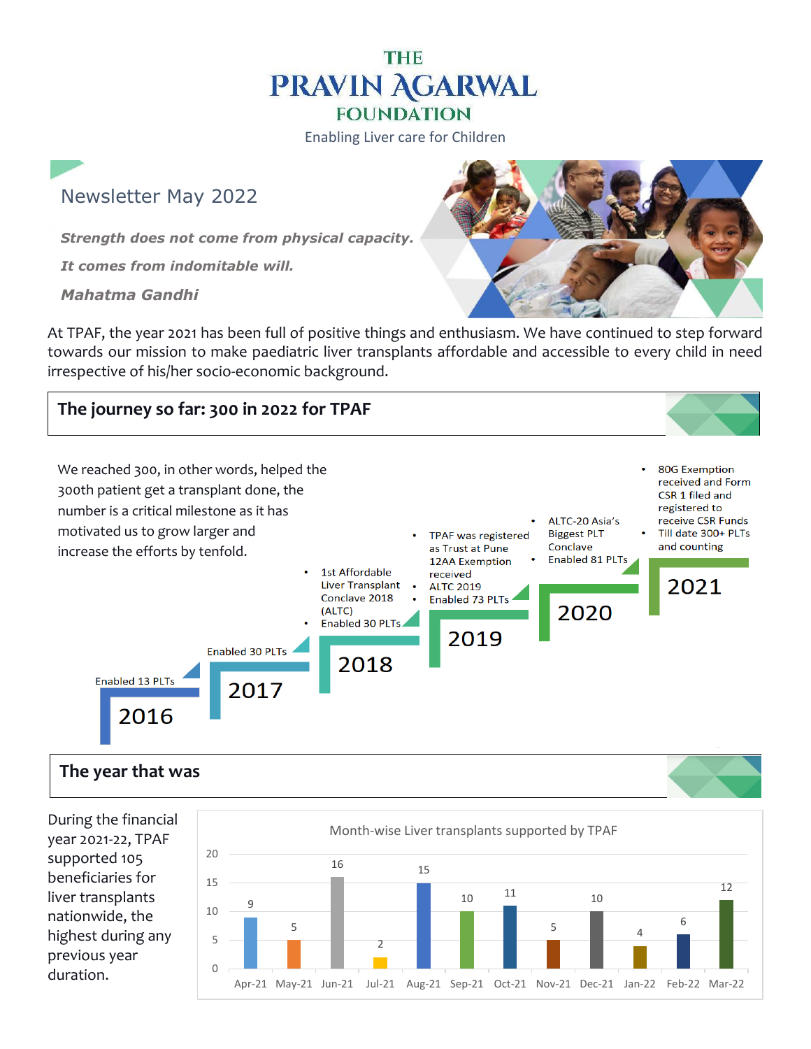# THE PRAVIN AGARWAL FOUNDATION

Enabling Liver care for Children

## Newsletter May 2022

***Strength does not come from physical capacity.***

***It comes from indomitable will.***

***Mahatma Gandhi***

At TPAF, the year 2021 has been full of positive things and enthusiasm. We have continued to step forward towards our mission to make paediatric liver transplants affordable and accessible to every child in need irrespective of his/her socio-economic background.

## The journey so far: 300 in 2022 for TPAF

We reached 300, in other words, helped the 300th patient get a transplant done, the number is a critical milestone as it has motivated us to grow larger and increase the efforts by tenfold.

**2016**
- Enabled 13 PLTs

**2017**
- Enabled 30 PLTs

**2018**
- 1st Affordable Liver Transplant Conclave 2018 (ALTC)
- Enabled 30 PLTs

**2019**
- TPAF was registered as Trust at Pune 12AA Exemption received
- ALTC 2019
- Enabled 73 PLTs

**2020**
- ALTC-20 Asia's Biggest PLT Conclave
- Enabled 81 PLTs

**2021**
- 80G Exemption received and Form CSR 1 filed and registered to receive CSR Funds
- Till date 300+ PLTs and counting

## The year that was

During the financial year 2021-22, TPAF supported 105 beneficiaries for liver transplants nationwide, the highest during any previous year duration.

**Month-wise Liver transplants supported by TPAF**

| Month | Transplants |
|---|---|
| Apr-21 | 9 |
| May-21 | 5 |
| Jun-21 | 16 |
| Jul-21 | 2 |
| Aug-21 | 15 |
| Sep-21 | 10 |
| Oct-21 | 11 |
| Nov-21 | 5 |
| Dec-21 | 10 |
| Jan-22 | 4 |
| Feb-22 | 6 |
| Mar-22 | 12 |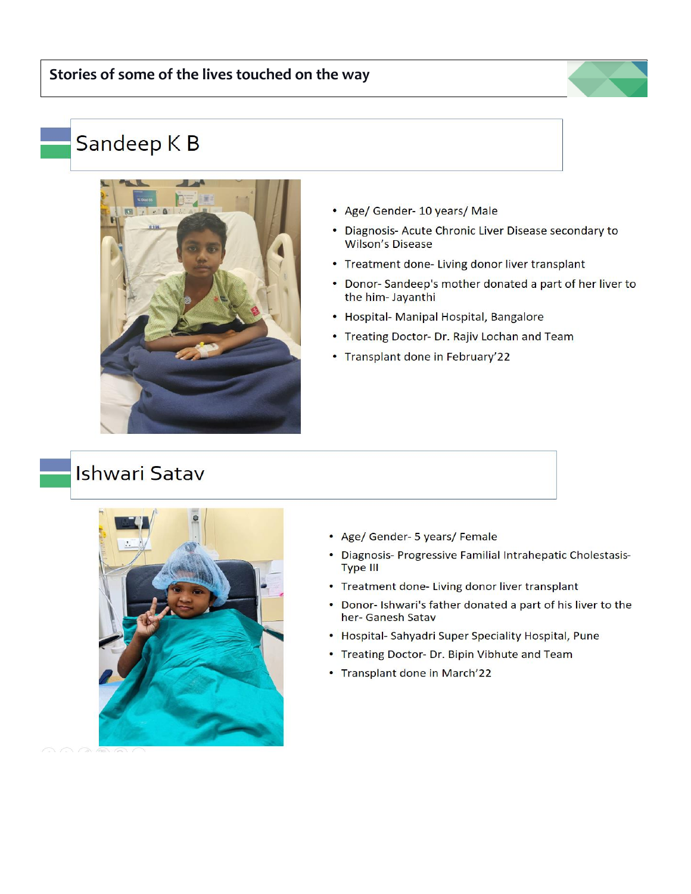# Stories of some of the lives touched on the way

## Sandeep K B

- Age/ Gender- 10 years/ Male
- Diagnosis- Acute Chronic Liver Disease secondary to Wilson's Disease
- Treatment done- Living donor liver transplant
- Donor- Sandeep's mother donated a part of her liver to the him- Jayanthi
- Hospital- Manipal Hospital, Bangalore
- Treating Doctor- Dr. Rajiv Lochan and Team
- Transplant done in February'22

## Ishwari Satav

- Age/ Gender- 5 years/ Female
- Diagnosis- Progressive Familial Intrahepatic Cholestasis-Type III
- Treatment done- Living donor liver transplant
- Donor- Ishwari's father donated a part of his liver to the her- Ganesh Satav
- Hospital- Sahyadri Super Speciality Hospital, Pune
- Treating Doctor- Dr. Bipin Vibhute and Team
- Transplant done in March'22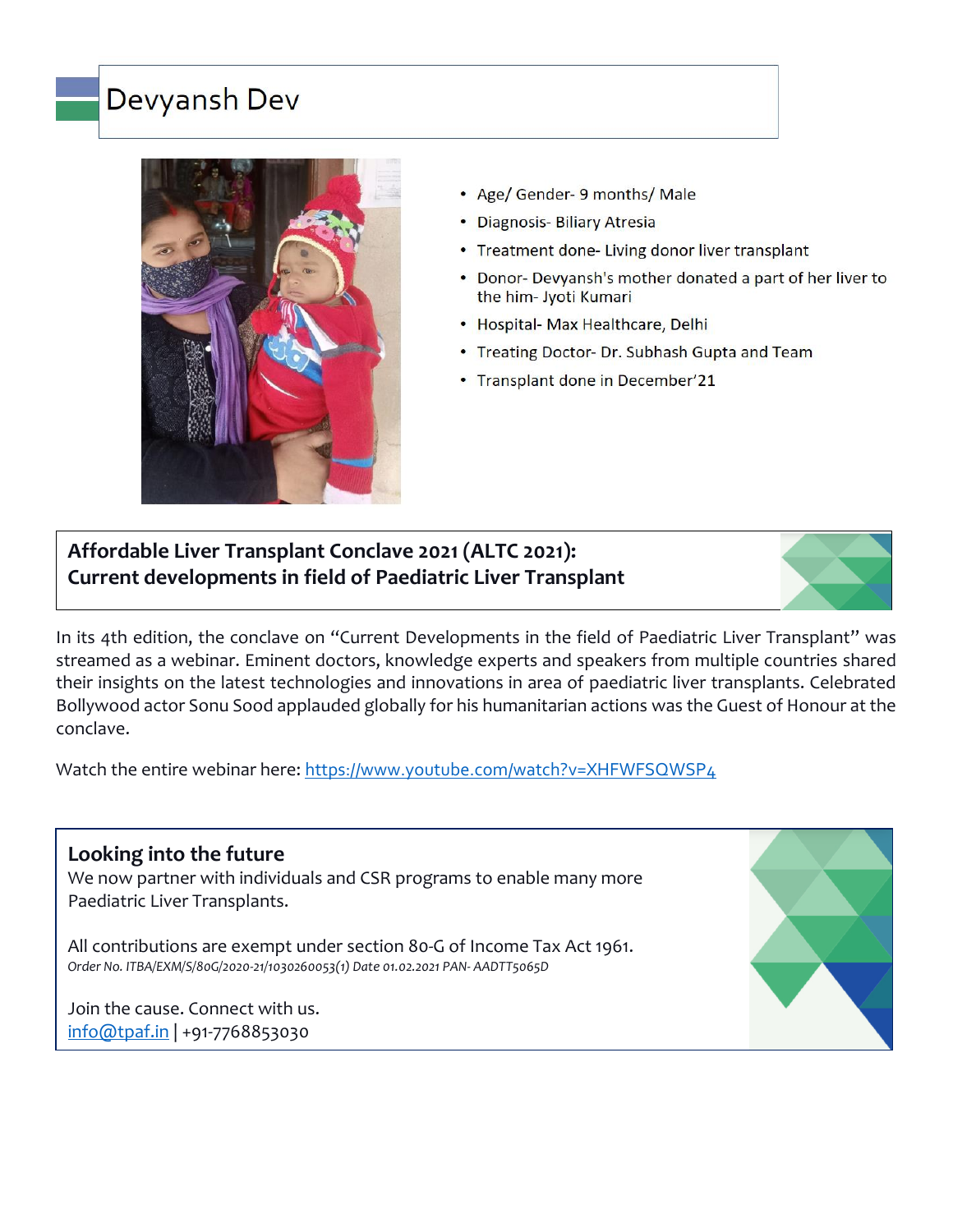# Devyansh Dev

- Age/ Gender- 9 months/ Male
- Diagnosis- Biliary Atresia
- Treatment done- Living donor liver transplant
- Donor- Devyansh's mother donated a part of her liver to the him- Jyoti Kumari
- Hospital- Max Healthcare, Delhi
- Treating Doctor- Dr. Subhash Gupta and Team
- Transplant done in December'21

## Affordable Liver Transplant Conclave 2021 (ALTC 2021): Current developments in field of Paediatric Liver Transplant

In its 4th edition, the conclave on "Current Developments in the field of Paediatric Liver Transplant" was streamed as a webinar. Eminent doctors, knowledge experts and speakers from multiple countries shared their insights on the latest technologies and innovations in area of paediatric liver transplants. Celebrated Bollywood actor Sonu Sood applauded globally for his humanitarian actions was the Guest of Honour at the conclave.

Watch the entire webinar here: https://www.youtube.com/watch?v=XHFWFSQWSP4

## Looking into the future

We now partner with individuals and CSR programs to enable many more Paediatric Liver Transplants.

All contributions are exempt under section 80-G of Income Tax Act 1961.
*Order No. ITBA/EXM/S/80G/2020-21/1030260053(1) Date 01.02.2021 PAN- AADTT5065D*

Join the cause. Connect with us.
info@tpaf.in | +91-7768853030